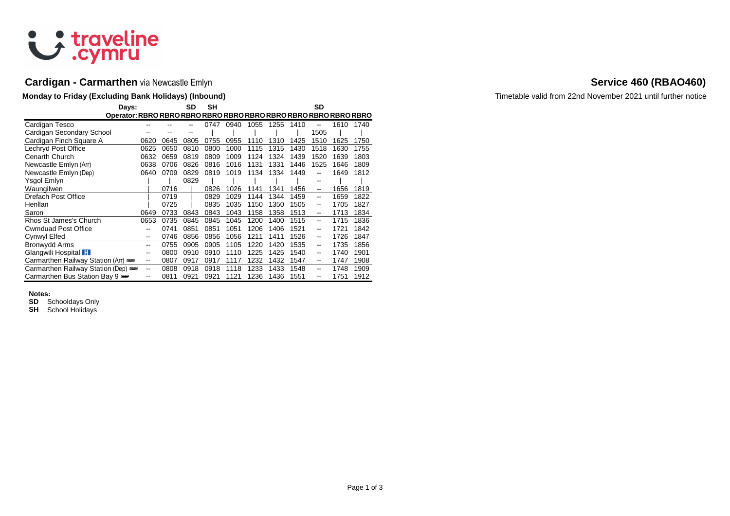traveline .cymru

## Cardigan - Carmarthen via Newcastle Emlyn

## Service 460 (RBAO460)

**Monday to Friday (Excluding Bank Holidays) (Inbound)**

Timetable valid from 22nd November 2021 until further notice

| Days: | | | SD | SH | | | | | SD | | |
|---|---|---|---|---|---|---|---|---|---|---|---|
| Operator: | RBRO | RBRO | RBRO | RBRO | RBRO | RBRO | RBRO | RBRO | RBRO | RBRO | RBRO |
| Cardigan Tesco | -- | -- | -- | 0747 | 0940 | 1055 | 1255 | 1410 | -- | 1610 | 1740 |
| Cardigan Secondary School | -- | -- | -- | \| | \| | \| | \| | \| | 1505 | \| | \| |
| Cardigan Finch Square A | 0620 | 0645 | 0805 | 0755 | 0955 | 1110 | 1310 | 1425 | 1510 | 1625 | 1750 |
| Lechryd Post Office | 0625 | 0650 | 0810 | 0800 | 1000 | 1115 | 1315 | 1430 | 1518 | 1630 | 1755 |
| Cenarth Church | 0632 | 0659 | 0819 | 0809 | 1009 | 1124 | 1324 | 1439 | 1520 | 1639 | 1803 |
| Newcastle Emlyn (Arr) | 0638 | 0706 | 0826 | 0816 | 1016 | 1131 | 1331 | 1446 | 1525 | 1646 | 1809 |
| Newcastle Emlyn (Dep) | 0640 | 0709 | 0829 | 0819 | 1019 | 1134 | 1334 | 1449 | -- | 1649 | 1812 |
| Ysgol Emlyn | \| | \| | 0829 | \| | \| | \| | \| | \| | -- | \| | \| |
| Waungilwen | \| | 0716 | \| | 0826 | 1026 | 1141 | 1341 | 1456 | -- | 1656 | 1819 |
| Drefach Post Office | \| | 0719 | \| | 0829 | 1029 | 1144 | 1344 | 1459 | -- | 1659 | 1822 |
| Henllan | \| | 0725 | \| | 0835 | 1035 | 1150 | 1350 | 1505 | -- | 1705 | 1827 |
| Saron | 0649 | 0733 | 0843 | 0843 | 1043 | 1158 | 1358 | 1513 | -- | 1713 | 1834 |
| Rhos St James's Church | 0653 | 0735 | 0845 | 0845 | 1045 | 1200 | 1400 | 1515 | -- | 1715 | 1836 |
| Cwmduad Post Office | -- | 0741 | 0851 | 0851 | 1051 | 1206 | 1406 | 1521 | -- | 1721 | 1842 |
| Cynwyl Elfed | -- | 0746 | 0856 | 0856 | 1056 | 1211 | 1411 | 1526 | -- | 1726 | 1847 |
| Bronwydd Arms | -- | 0755 | 0905 | 0905 | 1105 | 1220 | 1420 | 1535 | -- | 1735 | 1856 |
| Glangwili Hospital H | -- | 0800 | 0910 | 0910 | 1110 | 1225 | 1425 | 1540 | -- | 1740 | 1901 |
| Carmarthen Railway Station (Arr) | -- | 0807 | 0917 | 0917 | 1117 | 1232 | 1432 | 1547 | -- | 1747 | 1908 |
| Carmarthen Railway Station (Dep) | -- | 0808 | 0918 | 0918 | 1118 | 1233 | 1433 | 1548 | -- | 1748 | 1909 |
| Carmarthen Bus Station Bay 9 | -- | 0811 | 0921 | 0921 | 1121 | 1236 | 1436 | 1551 | -- | 1751 | 1912 |

**Notes:**

**SD** Schooldays Only

**SH** School Holidays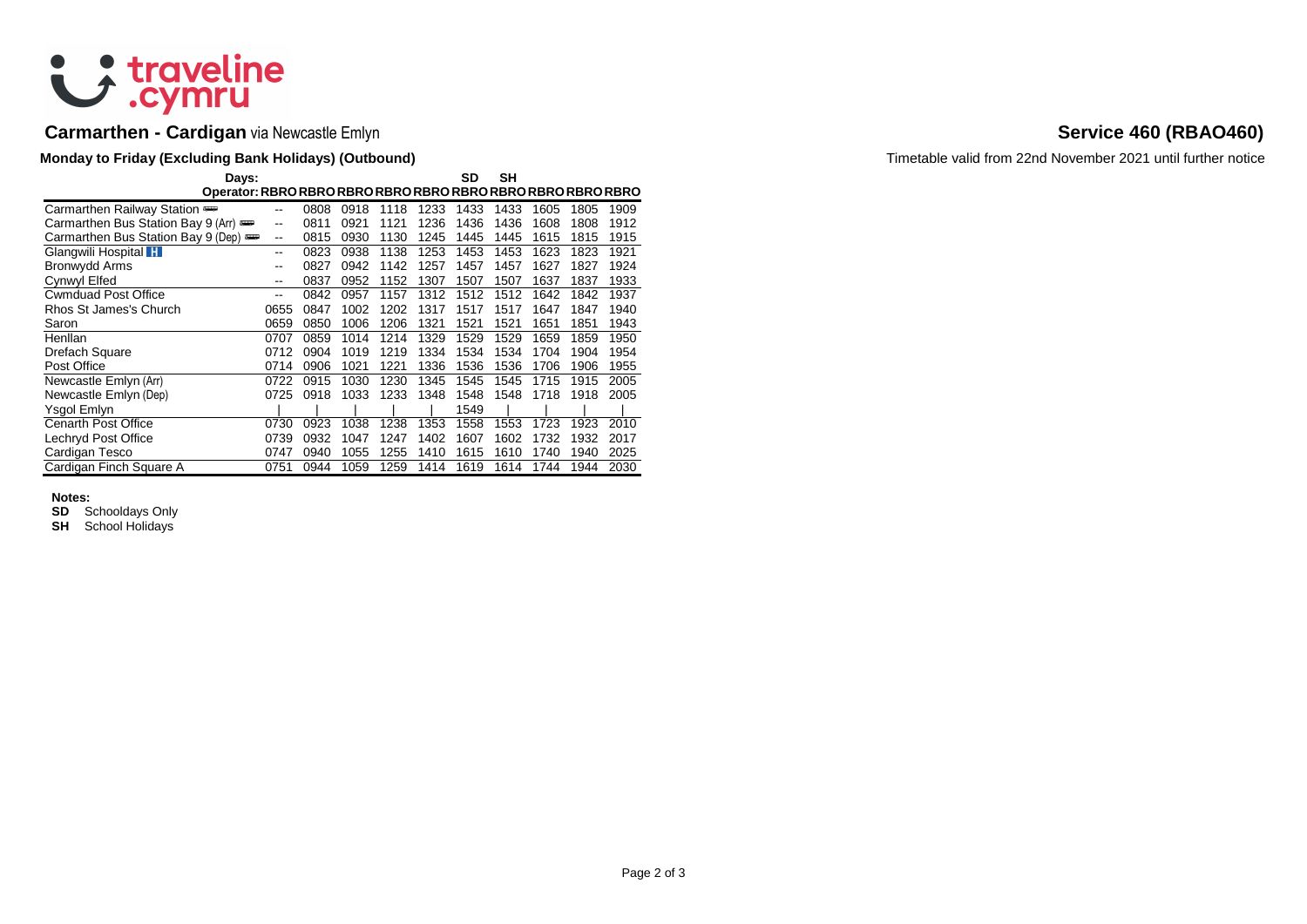# traveline.cymru

## Carmarthen - Cardigan via Newcastle Emlyn

## Service 460 (RBAO460)

**Monday to Friday (Excluding Bank Holidays) (Outbound)**

Timetable valid from 22nd November 2021 until further notice

| Days: | | | | | | SD | SH | | | |
|---|---|---|---|---|---|---|---|---|---|---|
| **Operator:** | **RBRO** | **RBRO** | **RBRO** | **RBRO** | **RBRO** | **RBRO** | **RBRO** | **RBRO** | **RBRO** | **RBRO** |
| Carmarthen Railway Station | -- | 0808 | 0918 | 1118 | 1233 | 1433 | 1433 | 1605 | 1805 | 1909 |
| Carmarthen Bus Station Bay 9 (Arr) | -- | 0811 | 0921 | 1121 | 1236 | 1436 | 1436 | 1608 | 1808 | 1912 |
| Carmarthen Bus Station Bay 9 (Dep) | -- | 0815 | 0930 | 1130 | 1245 | 1445 | 1445 | 1615 | 1815 | 1915 |
| Glangwili Hospital | -- | 0823 | 0938 | 1138 | 1253 | 1453 | 1453 | 1623 | 1823 | 1921 |
| Bronwydd Arms | -- | 0827 | 0942 | 1142 | 1257 | 1457 | 1457 | 1627 | 1827 | 1924 |
| Cynwyl Elfed | -- | 0837 | 0952 | 1152 | 1307 | 1507 | 1507 | 1637 | 1837 | 1933 |
| Cwmduad Post Office | -- | 0842 | 0957 | 1157 | 1312 | 1512 | 1512 | 1642 | 1842 | 1937 |
| Rhos St James's Church | 0655 | 0847 | 1002 | 1202 | 1317 | 1517 | 1517 | 1647 | 1847 | 1940 |
| Saron | 0659 | 0850 | 1006 | 1206 | 1321 | 1521 | 1521 | 1651 | 1851 | 1943 |
| Henllan | 0707 | 0859 | 1014 | 1214 | 1329 | 1529 | 1529 | 1659 | 1859 | 1950 |
| Drefach Square | 0712 | 0904 | 1019 | 1219 | 1334 | 1534 | 1534 | 1704 | 1904 | 1954 |
| Post Office | 0714 | 0906 | 1021 | 1221 | 1336 | 1536 | 1536 | 1706 | 1906 | 1955 |
| Newcastle Emlyn (Arr) | 0722 | 0915 | 1030 | 1230 | 1345 | 1545 | 1545 | 1715 | 1915 | 2005 |
| Newcastle Emlyn (Dep) | 0725 | 0918 | 1033 | 1233 | 1348 | 1548 | 1548 | 1718 | 1918 | 2005 |
| Ysgol Emlyn | \| | \| | \| | \| | \| | 1549 | \| | \| | \| | \| |
| Cenarth Post Office | 0730 | 0923 | 1038 | 1238 | 1353 | 1558 | 1553 | 1723 | 1923 | 2010 |
| Lechryd Post Office | 0739 | 0932 | 1047 | 1247 | 1402 | 1607 | 1602 | 1732 | 1932 | 2017 |
| Cardigan Tesco | 0747 | 0940 | 1055 | 1255 | 1410 | 1615 | 1610 | 1740 | 1940 | 2025 |
| Cardigan Finch Square A | 0751 | 0944 | 1059 | 1259 | 1414 | 1619 | 1614 | 1744 | 1944 | 2030 |

**Notes:**

**SD** Schooldays Only

**SH** School Holidays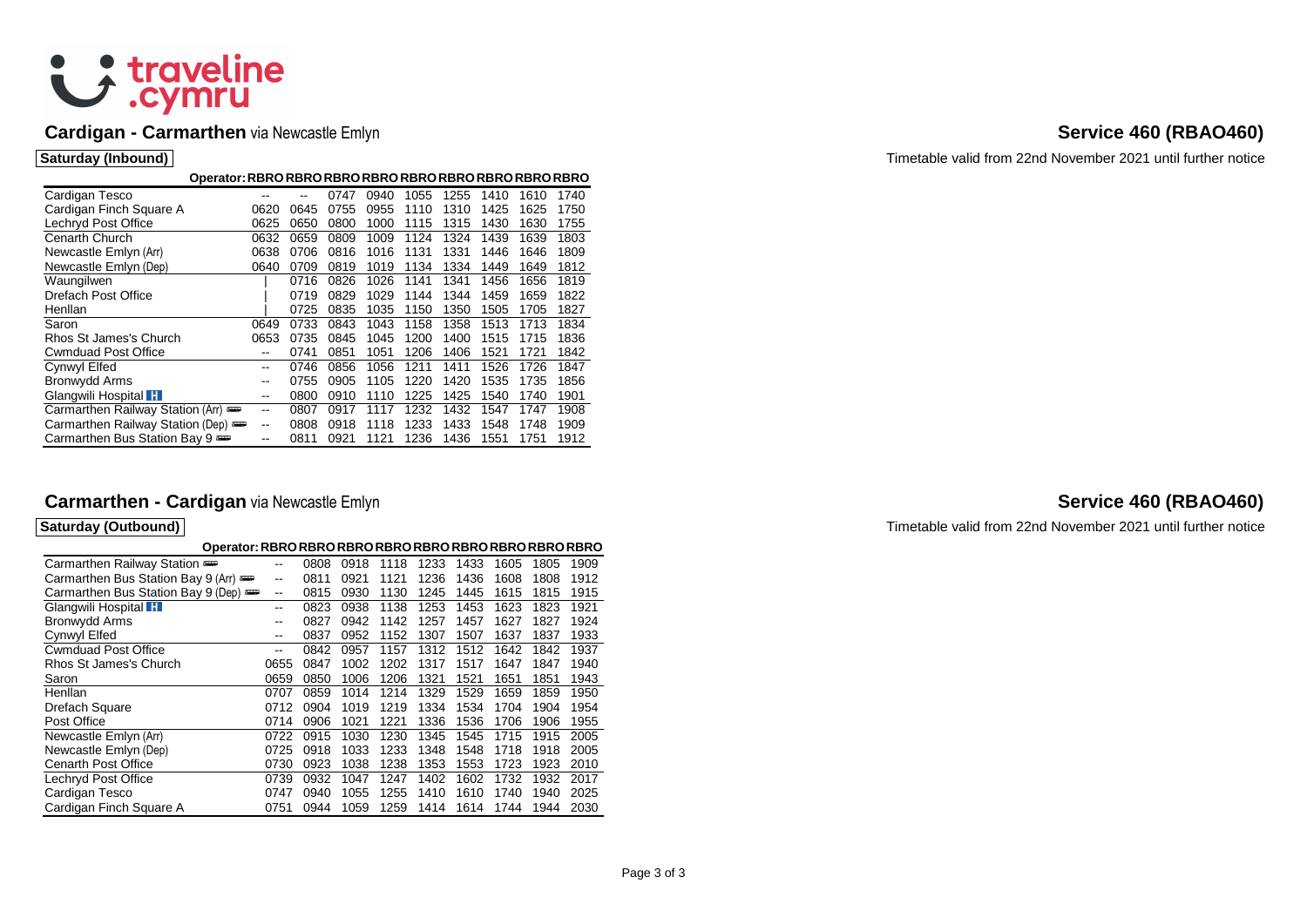traveline.cymru

## Cardigan - Carmarthen via Newcastle Emlyn

## Service 460 (RBAO460)

**Saturday (Inbound)**

Timetable valid from 22nd November 2021 until further notice

| Operator: | RBRO | RBRO | RBRO | RBRO | RBRO | RBRO | RBRO | RBRO | RBRO |
|---|---|---|---|---|---|---|---|---|---|
| Cardigan Tesco | -- | -- | 0747 | 0940 | 1055 | 1255 | 1410 | 1610 | 1740 |
| Cardigan Finch Square A | 0620 | 0645 | 0755 | 0955 | 1110 | 1310 | 1425 | 1625 | 1750 |
| Lechryd Post Office | 0625 | 0650 | 0800 | 1000 | 1115 | 1315 | 1430 | 1630 | 1755 |
| Cenarth Church | 0632 | 0659 | 0809 | 1009 | 1124 | 1324 | 1439 | 1639 | 1803 |
| Newcastle Emlyn (Arr) | 0638 | 0706 | 0816 | 1016 | 1131 | 1331 | 1446 | 1646 | 1809 |
| Newcastle Emlyn (Dep) | 0640 | 0709 | 0819 | 1019 | 1134 | 1334 | 1449 | 1649 | 1812 |
| Waungilwen | \| | 0716 | 0826 | 1026 | 1141 | 1341 | 1456 | 1656 | 1819 |
| Drefach Post Office | \| | 0719 | 0829 | 1029 | 1144 | 1344 | 1459 | 1659 | 1822 |
| Henllan | \| | 0725 | 0835 | 1035 | 1150 | 1350 | 1505 | 1705 | 1827 |
| Saron | 0649 | 0733 | 0843 | 1043 | 1158 | 1358 | 1513 | 1713 | 1834 |
| Rhos St James's Church | 0653 | 0735 | 0845 | 1045 | 1200 | 1400 | 1515 | 1715 | 1836 |
| Cwmduad Post Office | -- | 0741 | 0851 | 1051 | 1206 | 1406 | 1521 | 1721 | 1842 |
| Cynwyl Elfed | -- | 0746 | 0856 | 1056 | 1211 | 1411 | 1526 | 1726 | 1847 |
| Bronwydd Arms | -- | 0755 | 0905 | 1105 | 1220 | 1420 | 1535 | 1735 | 1856 |
| Glangwili Hospital H | -- | 0800 | 0910 | 1110 | 1225 | 1425 | 1540 | 1740 | 1901 |
| Carmarthen Railway Station (Arr) | -- | 0807 | 0917 | 1117 | 1232 | 1432 | 1547 | 1747 | 1908 |
| Carmarthen Railway Station (Dep) | -- | 0808 | 0918 | 1118 | 1233 | 1433 | 1548 | 1748 | 1909 |
| Carmarthen Bus Station Bay 9 | -- | 0811 | 0921 | 1121 | 1236 | 1436 | 1551 | 1751 | 1912 |

## Carmarthen - Cardigan via Newcastle Emlyn

## Service 460 (RBAO460)

**Saturday (Outbound)**

Timetable valid from 22nd November 2021 until further notice

| Operator: | RBRO | RBRO | RBRO | RBRO | RBRO | RBRO | RBRO | RBRO | RBRO |
|---|---|---|---|---|---|---|---|---|---|
| Carmarthen Railway Station | -- | 0808 | 0918 | 1118 | 1233 | 1433 | 1605 | 1805 | 1909 |
| Carmarthen Bus Station Bay 9 (Arr) | -- | 0811 | 0921 | 1121 | 1236 | 1436 | 1608 | 1808 | 1912 |
| Carmarthen Bus Station Bay 9 (Dep) | -- | 0815 | 0930 | 1130 | 1245 | 1445 | 1615 | 1815 | 1915 |
| Glangwili Hospital H | -- | 0823 | 0938 | 1138 | 1253 | 1453 | 1623 | 1823 | 1921 |
| Bronwydd Arms | -- | 0827 | 0942 | 1142 | 1257 | 1457 | 1627 | 1827 | 1924 |
| Cynwyl Elfed | -- | 0837 | 0952 | 1152 | 1307 | 1507 | 1637 | 1837 | 1933 |
| Cwmduad Post Office | -- | 0842 | 0957 | 1157 | 1312 | 1512 | 1642 | 1842 | 1937 |
| Rhos St James's Church | 0655 | 0847 | 1002 | 1202 | 1317 | 1517 | 1647 | 1847 | 1940 |
| Saron | 0659 | 0850 | 1006 | 1206 | 1321 | 1521 | 1651 | 1851 | 1943 |
| Henllan | 0707 | 0859 | 1014 | 1214 | 1329 | 1529 | 1659 | 1859 | 1950 |
| Drefach Square | 0712 | 0904 | 1019 | 1219 | 1334 | 1534 | 1704 | 1904 | 1954 |
| Post Office | 0714 | 0906 | 1021 | 1221 | 1336 | 1536 | 1706 | 1906 | 1955 |
| Newcastle Emlyn (Arr) | 0722 | 0915 | 1030 | 1230 | 1345 | 1545 | 1715 | 1915 | 2005 |
| Newcastle Emlyn (Dep) | 0725 | 0918 | 1033 | 1233 | 1348 | 1548 | 1718 | 1918 | 2005 |
| Cenarth Post Office | 0730 | 0923 | 1038 | 1238 | 1353 | 1553 | 1723 | 1923 | 2010 |
| Lechryd Post Office | 0739 | 0932 | 1047 | 1247 | 1402 | 1602 | 1732 | 1932 | 2017 |
| Cardigan Tesco | 0747 | 0940 | 1055 | 1255 | 1410 | 1610 | 1740 | 1940 | 2025 |
| Cardigan Finch Square A | 0751 | 0944 | 1059 | 1259 | 1414 | 1614 | 1744 | 1944 | 2030 |